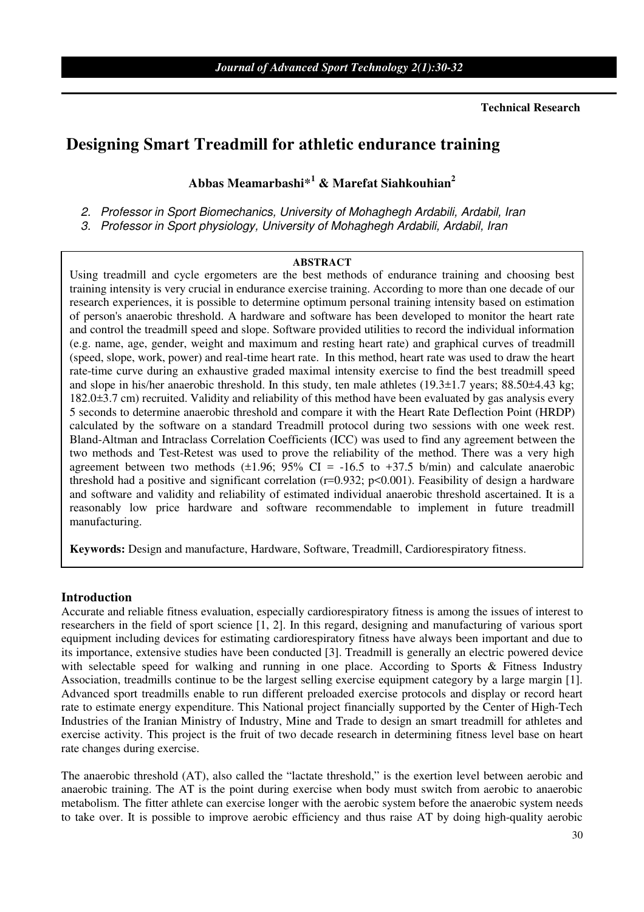Technical Research

# Designing Smart Treadmill for athletic endurance training

**Abbas Meamarbashi*[1] & Marefat Siahkouhian[2]**

2. *Professor in Sport Biomechanics, University of Mohaghegh Ardabili, Ardabil, Iran*
3. *Professor in Sport physiology, University of Mohaghegh Ardabili, Ardabil, Iran*

**ABSTRACT**

Using treadmill and cycle ergometers are the best methods of endurance training and choosing best training intensity is very crucial in endurance exercise training. According to more than one decade of our research experiences, it is possible to determine optimum personal training intensity based on estimation of person's anaerobic threshold. A hardware and software has been developed to monitor the heart rate and control the treadmill speed and slope. Software provided utilities to record the individual information (e.g. name, age, gender, weight and maximum and resting heart rate) and graphical curves of treadmill (speed, slope, work, power) and real-time heart rate. In this method, heart rate was used to draw the heart rate-time curve during an exhaustive graded maximal intensity exercise to find the best treadmill speed and slope in his/her anaerobic threshold. In this study, ten male athletes (19.3±1.7 years; 88.50±4.43 kg; 182.0±3.7 cm) recruited. Validity and reliability of this method have been evaluated by gas analysis every 5 seconds to determine anaerobic threshold and compare it with the Heart Rate Deflection Point (HRDP) calculated by the software on a standard Treadmill protocol during two sessions with one week rest. Bland-Altman and Intraclass Correlation Coefficients (ICC) was used to find any agreement between the two methods and Test-Retest was used to prove the reliability of the method. There was a very high agreement between two methods (±1.96; 95% CI = -16.5 to +37.5 b/min) and calculate anaerobic threshold had a positive and significant correlation ($r=0.932$; $p<0.001$). Feasibility of design a hardware and software and validity and reliability of estimated individual anaerobic threshold ascertained. It is a reasonably low price hardware and software recommendable to implement in future treadmill manufacturing.

**Keywords:** Design and manufacture, Hardware, Software, Treadmill, Cardiorespiratory fitness.

## Introduction

Accurate and reliable fitness evaluation, especially cardiorespiratory fitness is among the issues of interest to researchers in the field of sport science [1, 2]. In this regard, designing and manufacturing of various sport equipment including devices for estimating cardiorespiratory fitness have always been important and due to its importance, extensive studies have been conducted [3]. Treadmill is generally an electric powered device with selectable speed for walking and running in one place. According to Sports & Fitness Industry Association, treadmills continue to be the largest selling exercise equipment category by a large margin [1]. Advanced sport treadmills enable to run different preloaded exercise protocols and display or record heart rate to estimate energy expenditure. This National project financially supported by the Center of High-Tech Industries of the Iranian Ministry of Industry, Mine and Trade to design an smart treadmill for athletes and exercise activity. This project is the fruit of two decade research in determining fitness level base on heart rate changes during exercise.

The anaerobic threshold (AT), also called the "lactate threshold," is the exertion level between aerobic and anaerobic training. The AT is the point during exercise when body must switch from aerobic to anaerobic metabolism. The fitter athlete can exercise longer with the aerobic system before the anaerobic system needs to take over. It is possible to improve aerobic efficiency and thus raise AT by doing high-quality aerobic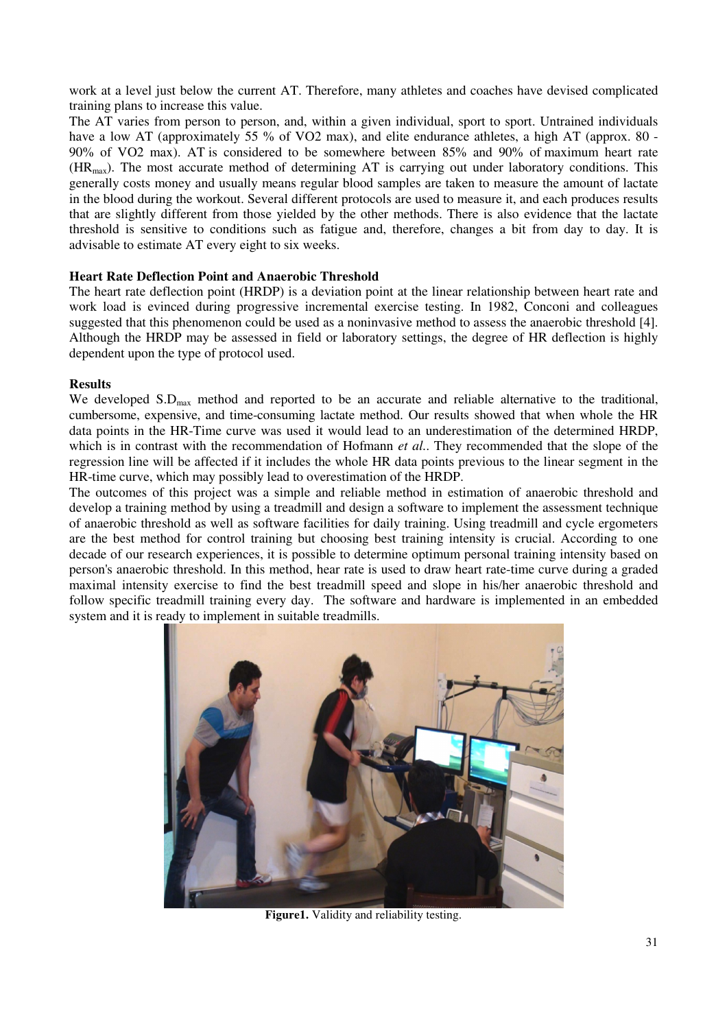work at a level just below the current AT. Therefore, many athletes and coaches have devised complicated training plans to increase this value.

The AT varies from person to person, and, within a given individual, sport to sport. Untrained individuals have a low AT (approximately 55 % of VO2 max), and elite endurance athletes, a high AT (approx. 80 - 90% of VO2 max). AT is considered to be somewhere between 85% and 90% of maximum heart rate ($HR_{max}$). The most accurate method of determining AT is carrying out under laboratory conditions. This generally costs money and usually means regular blood samples are taken to measure the amount of lactate in the blood during the workout. Several different protocols are used to measure it, and each produces results that are slightly different from those yielded by the other methods. There is also evidence that the lactate threshold is sensitive to conditions such as fatigue and, therefore, changes a bit from day to day. It is advisable to estimate AT every eight to six weeks.

**Heart Rate Deflection Point and Anaerobic Threshold**

The heart rate deflection point (HRDP) is a deviation point at the linear relationship between heart rate and work load is evinced during progressive incremental exercise testing. In 1982, Conconi and colleagues suggested that this phenomenon could be used as a noninvasive method to assess the anaerobic threshold [4]. Although the HRDP may be assessed in field or laboratory settings, the degree of HR deflection is highly dependent upon the type of protocol used.

**Results**

We developed $S.D_{max}$ method and reported to be an accurate and reliable alternative to the traditional, cumbersome, expensive, and time-consuming lactate method. Our results showed that when whole the HR data points in the HR-Time curve was used it would lead to an underestimation of the determined HRDP, which is in contrast with the recommendation of Hofmann *et al.*. They recommended that the slope of the regression line will be affected if it includes the whole HR data points previous to the linear segment in the HR-time curve, which may possibly lead to overestimation of the HRDP.

The outcomes of this project was a simple and reliable method in estimation of anaerobic threshold and develop a training method by using a treadmill and design a software to implement the assessment technique of anaerobic threshold as well as software facilities for daily training. Using treadmill and cycle ergometers are the best method for control training but choosing best training intensity is crucial. According to one decade of our research experiences, it is possible to determine optimum personal training intensity based on person's anaerobic threshold. In this method, hear rate is used to draw heart rate-time curve during a graded maximal intensity exercise to find the best treadmill speed and slope in his/her anaerobic threshold and follow specific treadmill training every day. The software and hardware is implemented in an embedded system and it is ready to implement in suitable treadmills.

**Figure1.** Validity and reliability testing.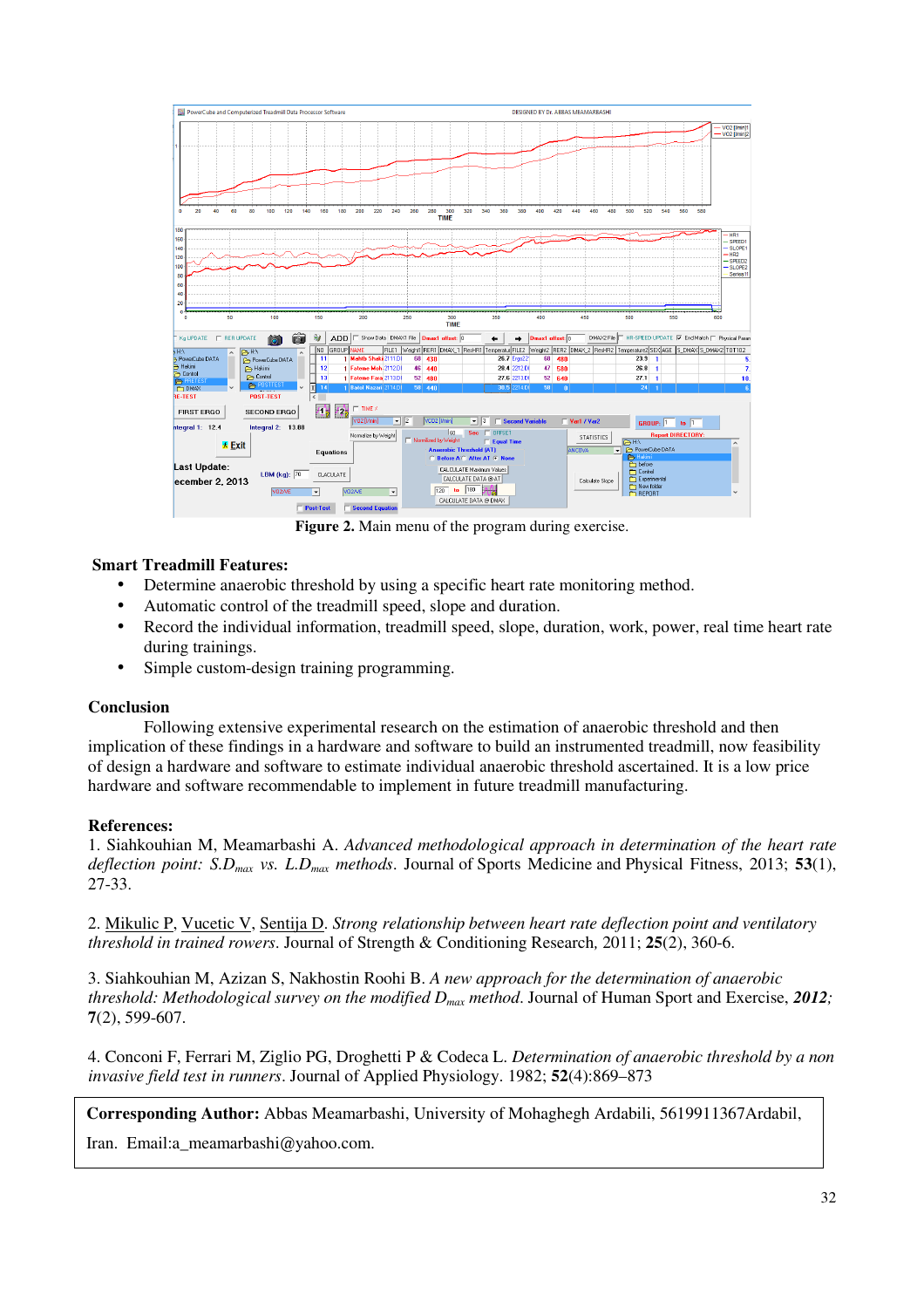Figure 2. Main menu of the program during exercise.

**Smart Treadmill Features:**

- Determine anaerobic threshold by using a specific heart rate monitoring method.
- Automatic control of the treadmill speed, slope and duration.
- Record the individual information, treadmill speed, slope, duration, work, power, real time heart rate during trainings.
- Simple custom-design training programming.

## Conclusion

Following extensive experimental research on the estimation of anaerobic threshold and then implication of these findings in a hardware and software to build an instrumented treadmill, now feasibility of design a hardware and software to estimate individual anaerobic threshold ascertained. It is a low price hardware and software recommendable to implement in future treadmill manufacturing.

## References:

1. Siahkouhian M, Meamarbashi A. *Advanced methodological approach in determination of the heart rate deflection point: S.D$_{max}$ vs. L.D$_{max}$ methods*. Journal of Sports Medicine and Physical Fitness, 2013; **53**(1), 27-33.

2. Mikulic P, Vucetic V, Sentija D. *Strong relationship between heart rate deflection point and ventilatory threshold in trained rowers*. Journal of Strength & Conditioning Research, 2011; **25**(2), 360-6.

3. Siahkouhian M, Azizan S, Nakhostin Roohi B. *A new approach for the determination of anaerobic threshold: Methodological survey on the modified D$_{max}$ method*. Journal of Human Sport and Exercise, ***2012***; **7**(2), 599-607.

4. Conconi F, Ferrari M, Ziglio PG, Droghetti P & Codeca L. *Determination of anaerobic threshold by a non invasive field test in runners*. Journal of Applied Physiology. 1982; **52**(4):869–873

**Corresponding Author:** Abbas Meamarbashi, University of Mohaghegh Ardabili, 5619911367Ardabil, Iran. Email:a_meamarbashi@yahoo.com.